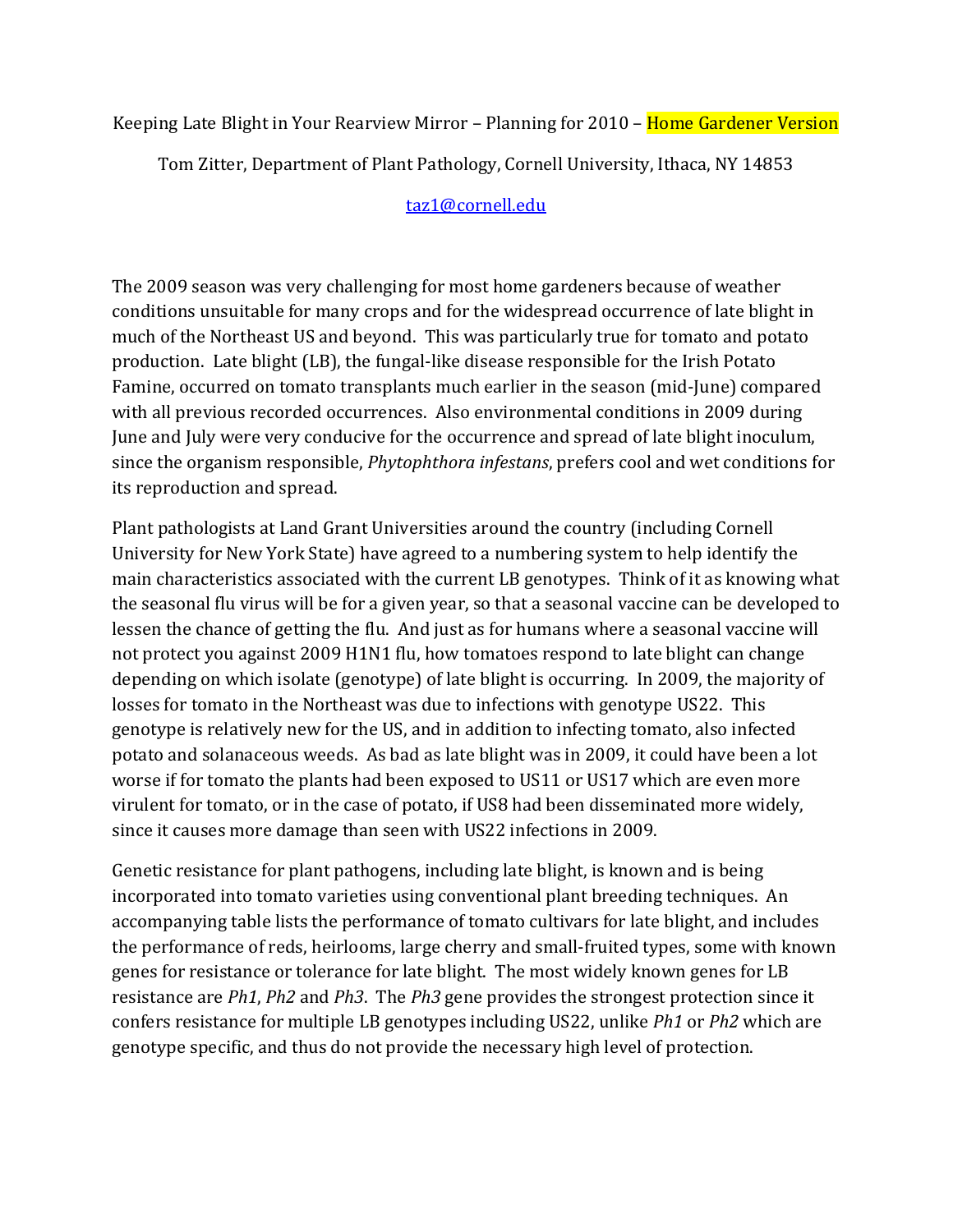# Keeping Late Blight in Your Rearview Mirror – Planning for 2010 – Home Gardener Version

Tom Zitter, Department of Plant Pathology, Cornell University, Ithaca, NY 14853

taz1@cornell.edu

The 2009 season was very challenging for most home gardeners because of weather conditions unsuitable for many crops and for the widespread occurrence of late blight in much of the Northeast US and beyond. This was particularly true for tomato and potato production. Late blight (LB), the fungal-like disease responsible for the Irish Potato Famine, occurred on tomato transplants much earlier in the season (mid-June) compared with all previous recorded occurrences. Also environmental conditions in 2009 during June and July were very conducive for the occurrence and spread of late blight inoculum, since the organism responsible, *Phytophthora infestans*, prefers cool and wet conditions for its reproduction and spread.

Plant pathologists at Land Grant Universities around the country (including Cornell University for New York State) have agreed to a numbering system to help identify the main characteristics associated with the current LB genotypes. Think of it as knowing what the seasonal flu virus will be for a given year, so that a seasonal vaccine can be developed to lessen the chance of getting the flu. And just as for humans where a seasonal vaccine will not protect you against 2009 H1N1 flu, how tomatoes respond to late blight can change depending on which isolate (genotype) of late blight is occurring. In 2009, the majority of losses for tomato in the Northeast was due to infections with genotype US22. This genotype is relatively new for the US, and in addition to infecting tomato, also infected potato and solanaceous weeds. As bad as late blight was in 2009, it could have been a lot worse if for tomato the plants had been exposed to US11 or US17 which are even more virulent for tomato, or in the case of potato, if US8 had been disseminated more widely, since it causes more damage than seen with US22 infections in 2009.

Genetic resistance for plant pathogens, including late blight, is known and is being incorporated into tomato varieties using conventional plant breeding techniques. An accompanying table lists the performance of tomato cultivars for late blight, and includes the performance of reds, heirlooms, large cherry and small-fruited types, some with known genes for resistance or tolerance for late blight. The most widely known genes for LB resistance are *Ph1*, *Ph2* and *Ph3*. The *Ph3* gene provides the strongest protection since it confers resistance for multiple LB genotypes including US22, unlike *Ph1* or *Ph2* which are genotype specific, and thus do not provide the necessary high level of protection.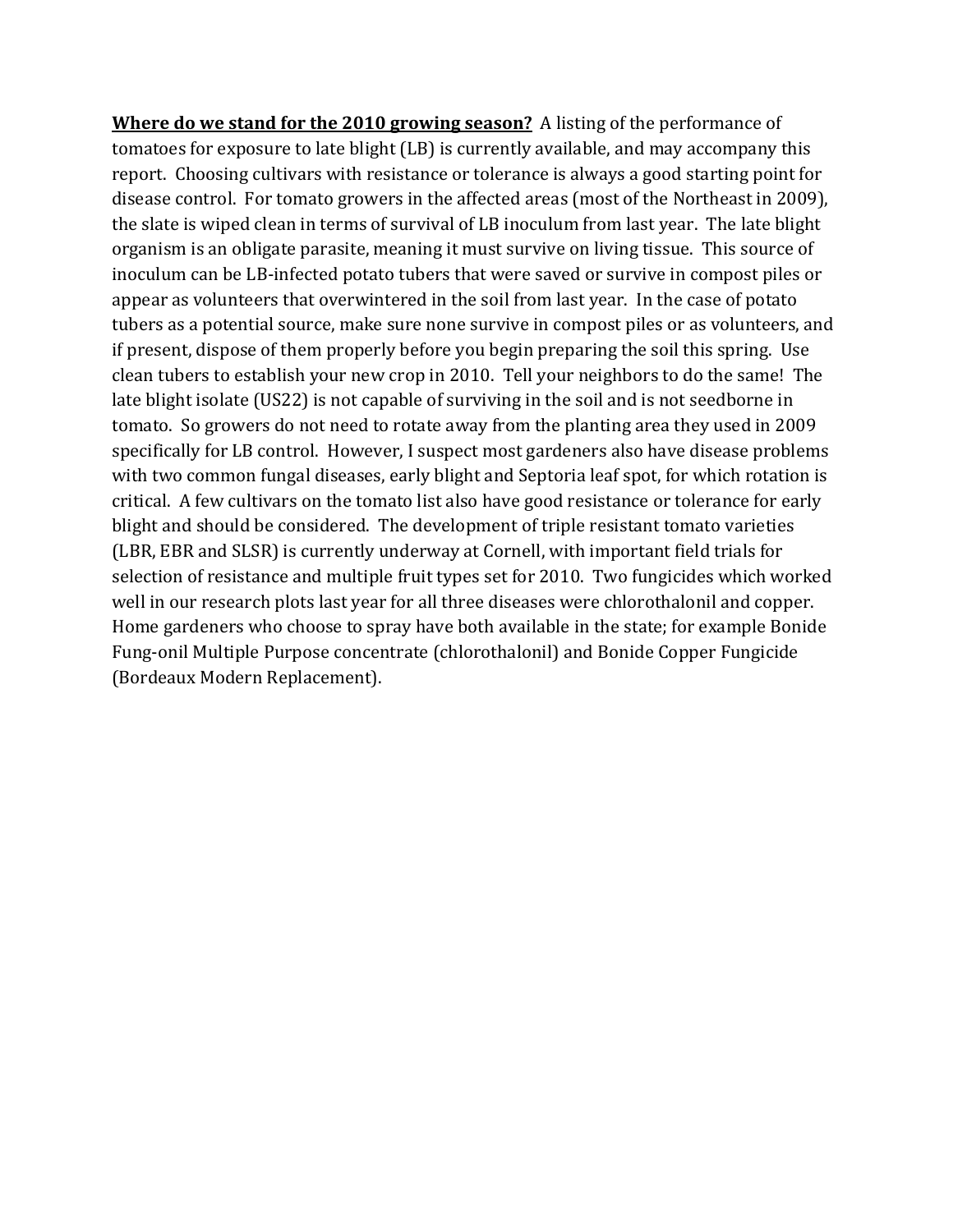**Where do we stand for the 2010 growing season?** A listing of the performance of tomatoes for exposure to late blight (LB) is currently available, and may accompany this report. Choosing cultivars with resistance or tolerance is always a good starting point for disease control. For tomato growers in the affected areas (most of the Northeast in 2009), the slate is wiped clean in terms of survival of LB inoculum from last year. The late blight organism is an obligate parasite, meaning it must survive on living tissue. This source of inoculum can be LB-infected potato tubers that were saved or survive in compost piles or appear as volunteers that overwintered in the soil from last year. In the case of potato tubers as a potential source, make sure none survive in compost piles or as volunteers, and if present, dispose of them properly before you begin preparing the soil this spring. Use clean tubers to establish your new crop in 2010. Tell your neighbors to do the same! The late blight isolate (US22) is not capable of surviving in the soil and is not seedborne in tomato. So growers do not need to rotate away from the planting area they used in 2009 specifically for LB control. However, I suspect most gardeners also have disease problems with two common fungal diseases, early blight and Septoria leaf spot, for which rotation is critical. A few cultivars on the tomato list also have good resistance or tolerance for early blight and should be considered. The development of triple resistant tomato varieties (LBR, EBR and SLSR) is currently underway at Cornell, with important field trials for selection of resistance and multiple fruit types set for 2010. Two fungicides which worked well in our research plots last year for all three diseases were chlorothalonil and copper. Home gardeners who choose to spray have both available in the state; for example Bonide Fung-onil Multiple Purpose concentrate (chlorothalonil) and Bonide Copper Fungicide (Bordeaux Modern Replacement).